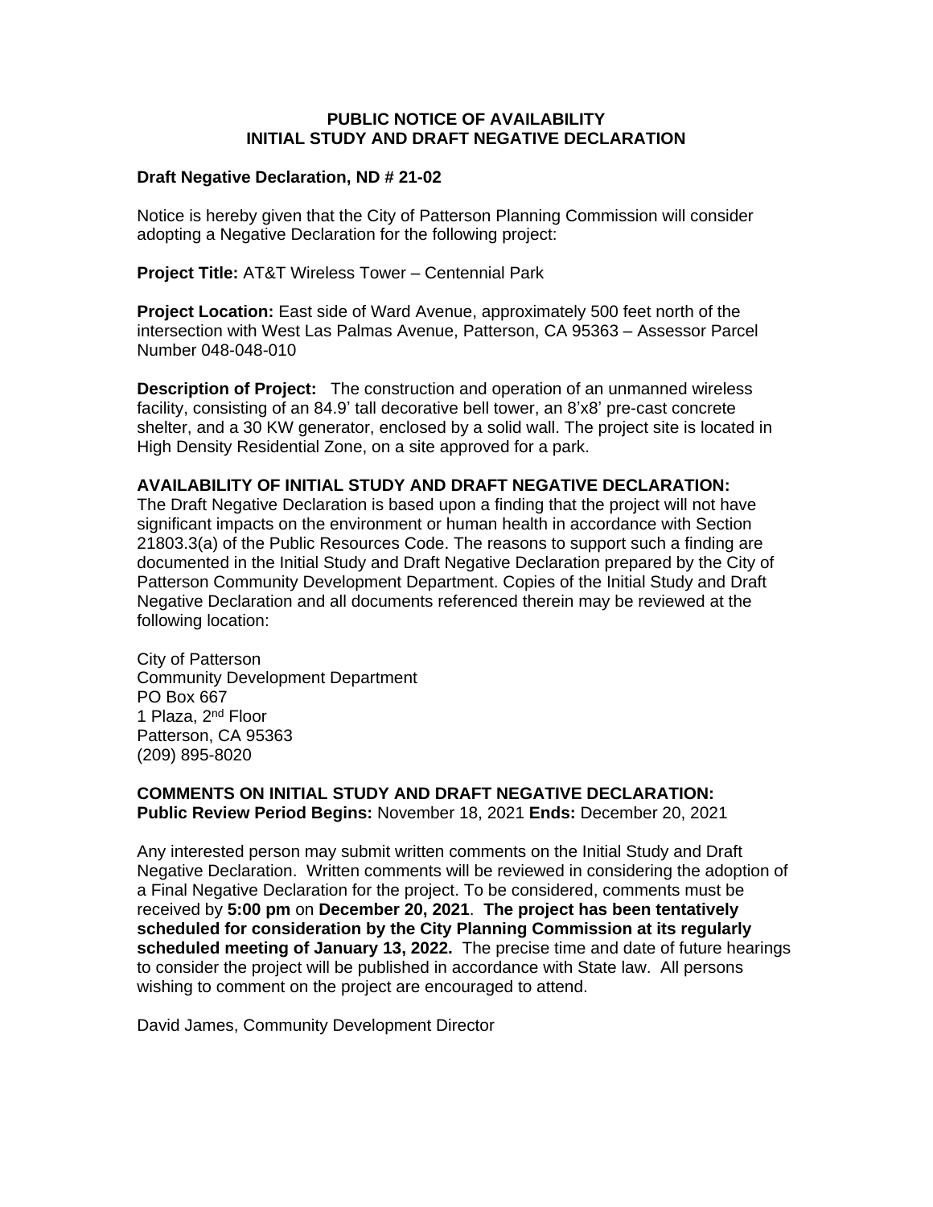# PUBLIC NOTICE OF AVAILABILITY
# INITIAL STUDY AND DRAFT NEGATIVE DECLARATION

**Draft Negative Declaration, ND # 21-02**

Notice is hereby given that the City of Patterson Planning Commission will consider adopting a Negative Declaration for the following project:

**Project Title:** AT&T Wireless Tower – Centennial Park

**Project Location:** East side of Ward Avenue, approximately 500 feet north of the intersection with West Las Palmas Avenue, Patterson, CA 95363 – Assessor Parcel Number 048-048-010

**Description of Project:** The construction and operation of an unmanned wireless facility, consisting of an 84.9' tall decorative bell tower, an 8'x8' pre-cast concrete shelter, and a 30 KW generator, enclosed by a solid wall. The project site is located in High Density Residential Zone, on a site approved for a park.

**AVAILABILITY OF INITIAL STUDY AND DRAFT NEGATIVE DECLARATION:**
The Draft Negative Declaration is based upon a finding that the project will not have significant impacts on the environment or human health in accordance with Section 21803.3(a) of the Public Resources Code. The reasons to support such a finding are documented in the Initial Study and Draft Negative Declaration prepared by the City of Patterson Community Development Department. Copies of the Initial Study and Draft Negative Declaration and all documents referenced therein may be reviewed at the following location:

City of Patterson
Community Development Department
PO Box 667
1 Plaza, 2nd Floor
Patterson, CA 95363
(209) 895-8020

**COMMENTS ON INITIAL STUDY AND DRAFT NEGATIVE DECLARATION:**
**Public Review Period Begins:** November 18, 2021 **Ends:** December 20, 2021

Any interested person may submit written comments on the Initial Study and Draft Negative Declaration. Written comments will be reviewed in considering the adoption of a Final Negative Declaration for the project. To be considered, comments must be received by **5:00 pm** on **December 20, 2021**. **The project has been tentatively scheduled for consideration by the City Planning Commission at its regularly scheduled meeting of January 13, 2022.** The precise time and date of future hearings to consider the project will be published in accordance with State law. All persons wishing to comment on the project are encouraged to attend.

David James, Community Development Director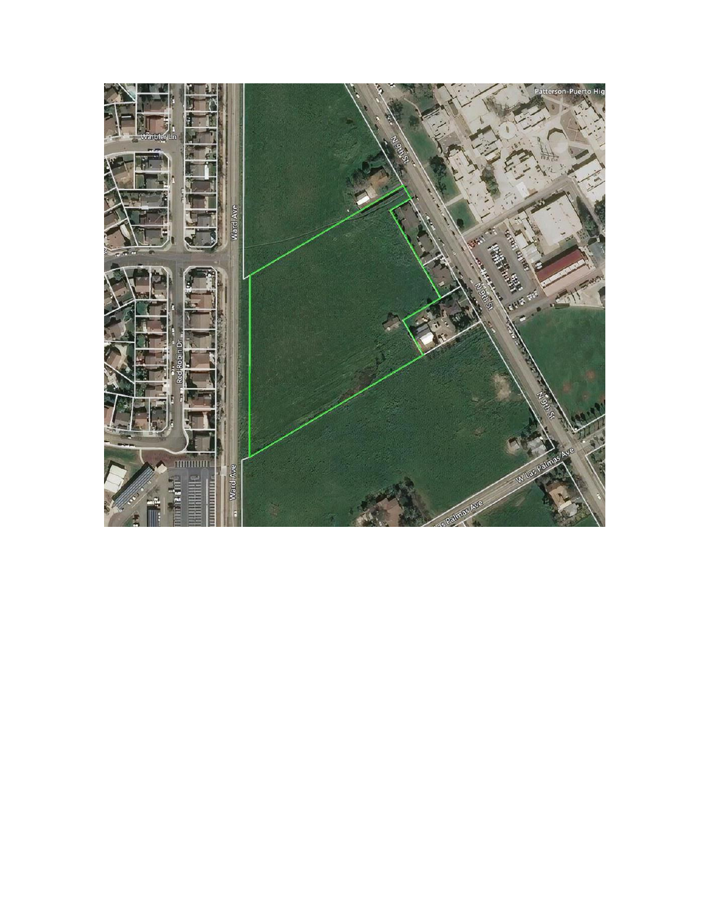Patterson-Puerto Hig

Warbler Ln

Ward Ave

Red Robin Dr

N 9th St

N 9th St

N 9th St

W Las Palmas Ave

Las Palmas Ave

Ward Ave